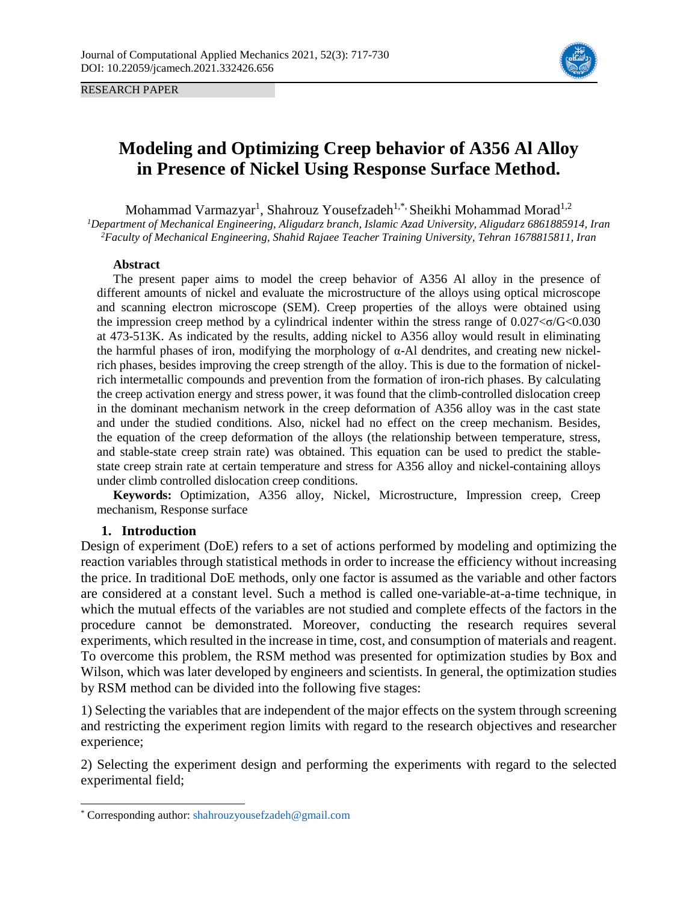RESEARCH PAPER

# Modeling and Optimizing Creep behavior of A356 Al Alloy in Presence of Nickel Using Response Surface Method.

Mohammad Varmazyar[1], Shahrouz Yousefzadeh[1,*], Sheikhi Mohammad Morad[1,2]

[1]*Department of Mechanical Engineering, Aligudarz branch, Islamic Azad University, Aligudarz 6861885914, Iran*
[2]*Faculty of Mechanical Engineering, Shahid Rajaee Teacher Training University, Tehran 1678815811, Iran*

### Abstract

The present paper aims to model the creep behavior of A356 Al alloy in the presence of different amounts of nickel and evaluate the microstructure of the alloys using optical microscope and scanning electron microscope (SEM). Creep properties of the alloys were obtained using the impression creep method by a cylindrical indenter within the stress range of $0.027<\sigma/G<0.030$ at 473-513K. As indicated by the results, adding nickel to A356 alloy would result in eliminating the harmful phases of iron, modifying the morphology of α-Al dendrites, and creating new nickel-rich phases, besides improving the creep strength of the alloy. This is due to the formation of nickel-rich intermetallic compounds and prevention from the formation of iron-rich phases. By calculating the creep activation energy and stress power, it was found that the climb-controlled dislocation creep in the dominant mechanism network in the creep deformation of A356 alloy was in the cast state and under the studied conditions. Also, nickel had no effect on the creep mechanism. Besides, the equation of the creep deformation of the alloys (the relationship between temperature, stress, and stable-state creep strain rate) was obtained. This equation can be used to predict the stable-state creep strain rate at certain temperature and stress for A356 alloy and nickel-containing alloys under climb controlled dislocation creep conditions.

**Keywords:** Optimization, A356 alloy, Nickel, Microstructure, Impression creep, Creep mechanism, Response surface

## 1. Introduction

Design of experiment (DoE) refers to a set of actions performed by modeling and optimizing the reaction variables through statistical methods in order to increase the efficiency without increasing the price. In traditional DoE methods, only one factor is assumed as the variable and other factors are considered at a constant level. Such a method is called one-variable-at-a-time technique, in which the mutual effects of the variables are not studied and complete effects of the factors in the procedure cannot be demonstrated. Moreover, conducting the research requires several experiments, which resulted in the increase in time, cost, and consumption of materials and reagent. To overcome this problem, the RSM method was presented for optimization studies by Box and Wilson, which was later developed by engineers and scientists. In general, the optimization studies by RSM method can be divided into the following five stages:

1) Selecting the variables that are independent of the major effects on the system through screening and restricting the experiment region limits with regard to the research objectives and researcher experience;

2) Selecting the experiment design and performing the experiments with regard to the selected experimental field;

---

\* Corresponding author: shahrouzyousefzadeh@gmail.com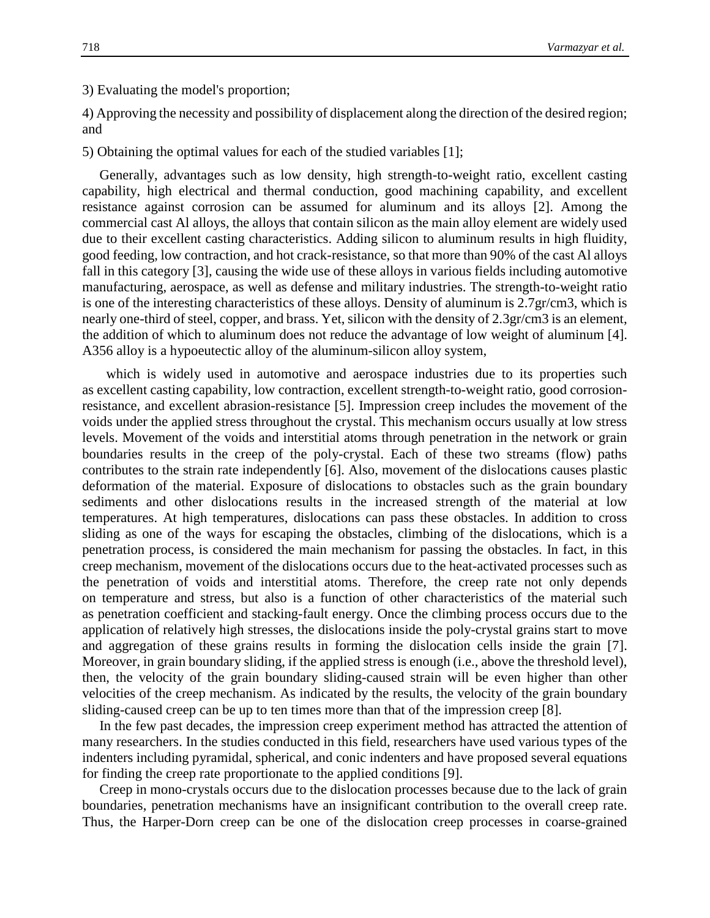3) Evaluating the model's proportion;

4) Approving the necessity and possibility of displacement along the direction of the desired region; and

5) Obtaining the optimal values for each of the studied variables [1];

Generally, advantages such as low density, high strength-to-weight ratio, excellent casting capability, high electrical and thermal conduction, good machining capability, and excellent resistance against corrosion can be assumed for aluminum and its alloys [2]. Among the commercial cast Al alloys, the alloys that contain silicon as the main alloy element are widely used due to their excellent casting characteristics. Adding silicon to aluminum results in high fluidity, good feeding, low contraction, and hot crack-resistance, so that more than 90% of the cast Al alloys fall in this category [3], causing the wide use of these alloys in various fields including automotive manufacturing, aerospace, as well as defense and military industries. The strength-to-weight ratio is one of the interesting characteristics of these alloys. Density of aluminum is 2.7gr/cm3, which is nearly one-third of steel, copper, and brass. Yet, silicon with the density of 2.3gr/cm3 is an element, the addition of which to aluminum does not reduce the advantage of low weight of aluminum [4]. A356 alloy is a hypoeutectic alloy of the aluminum-silicon alloy system,

which is widely used in automotive and aerospace industries due to its properties such as excellent casting capability, low contraction, excellent strength-to-weight ratio, good corrosion-resistance, and excellent abrasion-resistance [5]. Impression creep includes the movement of the voids under the applied stress throughout the crystal. This mechanism occurs usually at low stress levels. Movement of the voids and interstitial atoms through penetration in the network or grain boundaries results in the creep of the poly-crystal. Each of these two streams (flow) paths contributes to the strain rate independently [6]. Also, movement of the dislocations causes plastic deformation of the material. Exposure of dislocations to obstacles such as the grain boundary sediments and other dislocations results in the increased strength of the material at low temperatures. At high temperatures, dislocations can pass these obstacles. In addition to cross sliding as one of the ways for escaping the obstacles, climbing of the dislocations, which is a penetration process, is considered the main mechanism for passing the obstacles. In fact, in this creep mechanism, movement of the dislocations occurs due to the heat-activated processes such as the penetration of voids and interstitial atoms. Therefore, the creep rate not only depends on temperature and stress, but also is a function of other characteristics of the material such as penetration coefficient and stacking-fault energy. Once the climbing process occurs due to the application of relatively high stresses, the dislocations inside the poly-crystal grains start to move and aggregation of these grains results in forming the dislocation cells inside the grain [7]. Moreover, in grain boundary sliding, if the applied stress is enough (i.e., above the threshold level), then, the velocity of the grain boundary sliding-caused strain will be even higher than other velocities of the creep mechanism. As indicated by the results, the velocity of the grain boundary sliding-caused creep can be up to ten times more than that of the impression creep [8].

In the few past decades, the impression creep experiment method has attracted the attention of many researchers. In the studies conducted in this field, researchers have used various types of the indenters including pyramidal, spherical, and conic indenters and have proposed several equations for finding the creep rate proportionate to the applied conditions [9].

Creep in mono-crystals occurs due to the dislocation processes because due to the lack of grain boundaries, penetration mechanisms have an insignificant contribution to the overall creep rate. Thus, the Harper-Dorn creep can be one of the dislocation creep processes in coarse-grained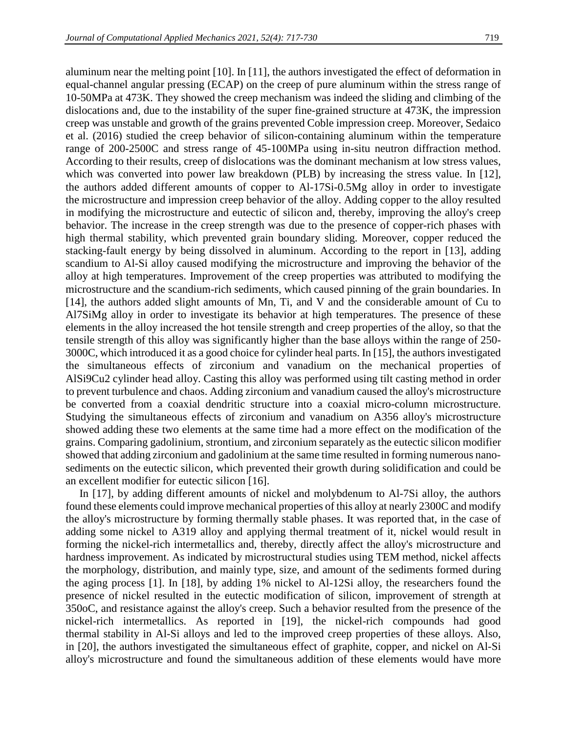aluminum near the melting point [10]. In [11], the authors investigated the effect of deformation in equal-channel angular pressing (ECAP) on the creep of pure aluminum within the stress range of 10-50MPa at 473K. They showed the creep mechanism was indeed the sliding and climbing of the dislocations and, due to the instability of the super fine-grained structure at 473K, the impression creep was unstable and growth of the grains prevented Coble impression creep. Moreover, Sedaico et al. (2016) studied the creep behavior of silicon-containing aluminum within the temperature range of 200-2500C and stress range of 45-100MPa using in-situ neutron diffraction method. According to their results, creep of dislocations was the dominant mechanism at low stress values, which was converted into power law breakdown (PLB) by increasing the stress value. In [12], the authors added different amounts of copper to Al-17Si-0.5Mg alloy in order to investigate the microstructure and impression creep behavior of the alloy. Adding copper to the alloy resulted in modifying the microstructure and eutectic of silicon and, thereby, improving the alloy's creep behavior. The increase in the creep strength was due to the presence of copper-rich phases with high thermal stability, which prevented grain boundary sliding. Moreover, copper reduced the stacking-fault energy by being dissolved in aluminum. According to the report in [13], adding scandium to Al-Si alloy caused modifying the microstructure and improving the behavior of the alloy at high temperatures. Improvement of the creep properties was attributed to modifying the microstructure and the scandium-rich sediments, which caused pinning of the grain boundaries. In [14], the authors added slight amounts of Mn, Ti, and V and the considerable amount of Cu to Al7SiMg alloy in order to investigate its behavior at high temperatures. The presence of these elements in the alloy increased the hot tensile strength and creep properties of the alloy, so that the tensile strength of this alloy was significantly higher than the base alloys within the range of 250-3000C, which introduced it as a good choice for cylinder heal parts. In [15], the authors investigated the simultaneous effects of zirconium and vanadium on the mechanical properties of AlSi9Cu2 cylinder head alloy. Casting this alloy was performed using tilt casting method in order to prevent turbulence and chaos. Adding zirconium and vanadium caused the alloy's microstructure be converted from a coaxial dendritic structure into a coaxial micro-column microstructure. Studying the simultaneous effects of zirconium and vanadium on A356 alloy's microstructure showed adding these two elements at the same time had a more effect on the modification of the grains. Comparing gadolinium, strontium, and zirconium separately as the eutectic silicon modifier showed that adding zirconium and gadolinium at the same time resulted in forming numerous nano-sediments on the eutectic silicon, which prevented their growth during solidification and could be an excellent modifier for eutectic silicon [16].

In [17], by adding different amounts of nickel and molybdenum to Al-7Si alloy, the authors found these elements could improve mechanical properties of this alloy at nearly 2300C and modify the alloy's microstructure by forming thermally stable phases. It was reported that, in the case of adding some nickel to A319 alloy and applying thermal treatment of it, nickel would result in forming the nickel-rich intermetallics and, thereby, directly affect the alloy's microstructure and hardness improvement. As indicated by microstructural studies using TEM method, nickel affects the morphology, distribution, and mainly type, size, and amount of the sediments formed during the aging process [1]. In [18], by adding 1% nickel to Al-12Si alloy, the researchers found the presence of nickel resulted in the eutectic modification of silicon, improvement of strength at 350oC, and resistance against the alloy's creep. Such a behavior resulted from the presence of the nickel-rich intermetallics. As reported in [19], the nickel-rich compounds had good thermal stability in Al-Si alloys and led to the improved creep properties of these alloys. Also, in [20], the authors investigated the simultaneous effect of graphite, copper, and nickel on Al-Si alloy's microstructure and found the simultaneous addition of these elements would have more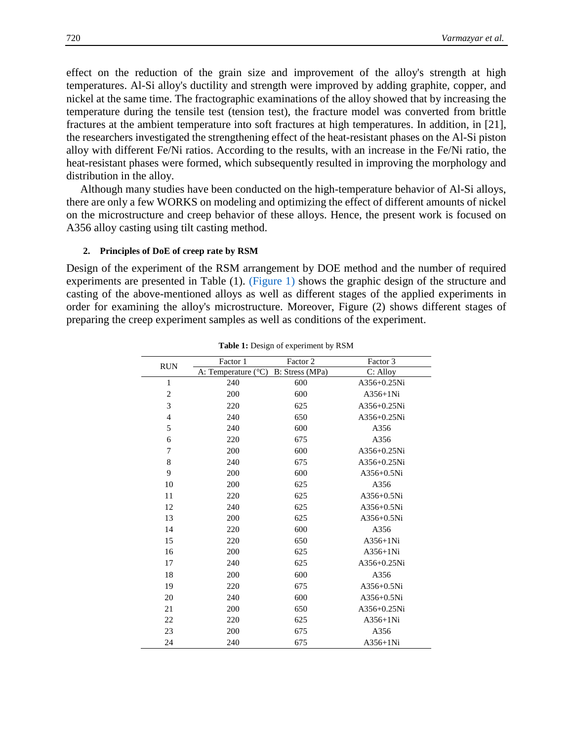effect on the reduction of the grain size and improvement of the alloy's strength at high temperatures. Al-Si alloy's ductility and strength were improved by adding graphite, copper, and nickel at the same time. The fractographic examinations of the alloy showed that by increasing the temperature during the tensile test (tension test), the fracture model was converted from brittle fractures at the ambient temperature into soft fractures at high temperatures. In addition, in [21], the researchers investigated the strengthening effect of the heat-resistant phases on the Al-Si piston alloy with different Fe/Ni ratios. According to the results, with an increase in the Fe/Ni ratio, the heat-resistant phases were formed, which subsequently resulted in improving the morphology and distribution in the alloy.

Although many studies have been conducted on the high-temperature behavior of Al-Si alloys, there are only a few WORKS on modeling and optimizing the effect of different amounts of nickel on the microstructure and creep behavior of these alloys. Hence, the present work is focused on A356 alloy casting using tilt casting method.

## 2. Principles of DoE of creep rate by RSM

Design of the experiment of the RSM arrangement by DOE method and the number of required experiments are presented in Table (1). (Figure 1) shows the graphic design of the structure and casting of the above-mentioned alloys as well as different stages of the applied experiments in order for examining the alloy's microstructure. Moreover, Figure (2) shows different stages of preparing the creep experiment samples as well as conditions of the experiment.

**Table 1:** Design of experiment by RSM

| RUN | Factor 1 | Factor 2 | Factor 3 |
|---|---|---|---|
| | A: Temperature (°C) | B: Stress (MPa) | C: Alloy |
| 1 | 240 | 600 | A356+0.25Ni |
| 2 | 200 | 600 | A356+1Ni |
| 3 | 220 | 625 | A356+0.25Ni |
| 4 | 240 | 650 | A356+0.25Ni |
| 5 | 240 | 600 | A356 |
| 6 | 220 | 675 | A356 |
| 7 | 200 | 600 | A356+0.25Ni |
| 8 | 240 | 675 | A356+0.25Ni |
| 9 | 200 | 600 | A356+0.5Ni |
| 10 | 200 | 625 | A356 |
| 11 | 220 | 625 | A356+0.5Ni |
| 12 | 240 | 625 | A356+0.5Ni |
| 13 | 200 | 625 | A356+0.5Ni |
| 14 | 220 | 600 | A356 |
| 15 | 220 | 650 | A356+1Ni |
| 16 | 200 | 625 | A356+1Ni |
| 17 | 240 | 625 | A356+0.25Ni |
| 18 | 200 | 600 | A356 |
| 19 | 220 | 675 | A356+0.5Ni |
| 20 | 240 | 600 | A356+0.5Ni |
| 21 | 200 | 650 | A356+0.25Ni |
| 22 | 220 | 625 | A356+1Ni |
| 23 | 200 | 675 | A356 |
| 24 | 240 | 675 | A356+1Ni |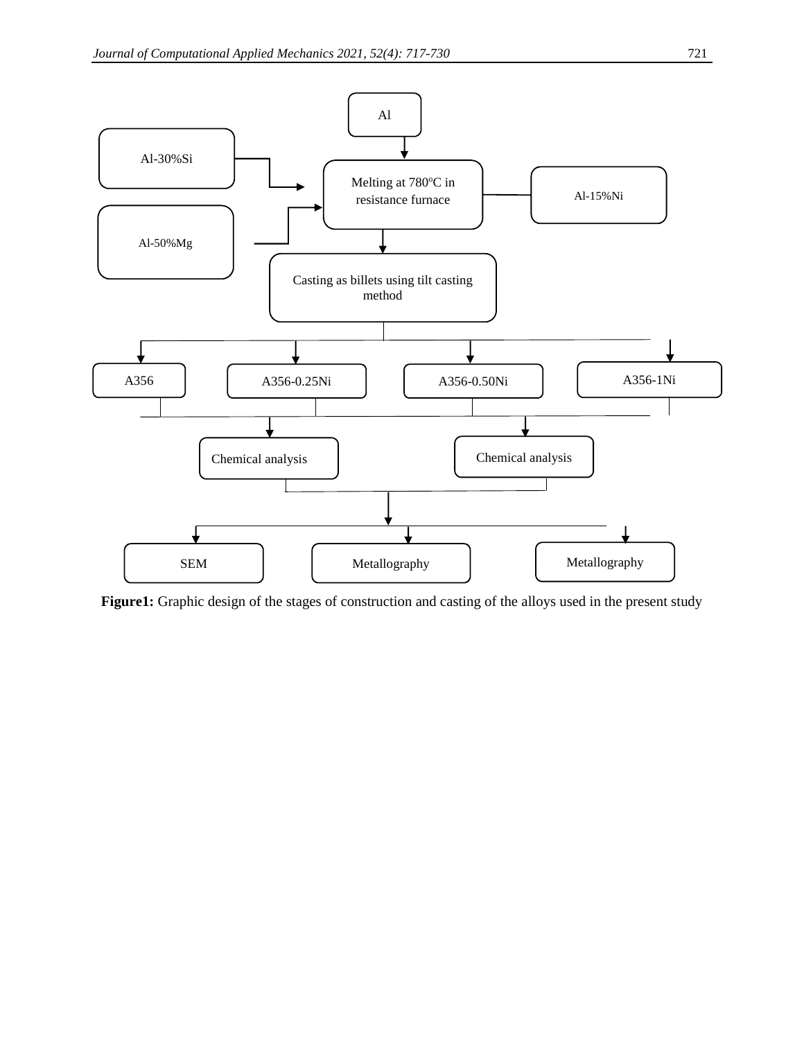Al

Al-30%Si

Melting at 780ºC in resistance furnace

Al-15%Ni

Al-50%Mg

Casting as billets using tilt casting method

A356

A356-0.25Ni

A356-0.50Ni

A356-1Ni

Chemical analysis

Chemical analysis

SEM

Metallography

Metallography

**Figure1:** Graphic design of the stages of construction and casting of the alloys used in the present study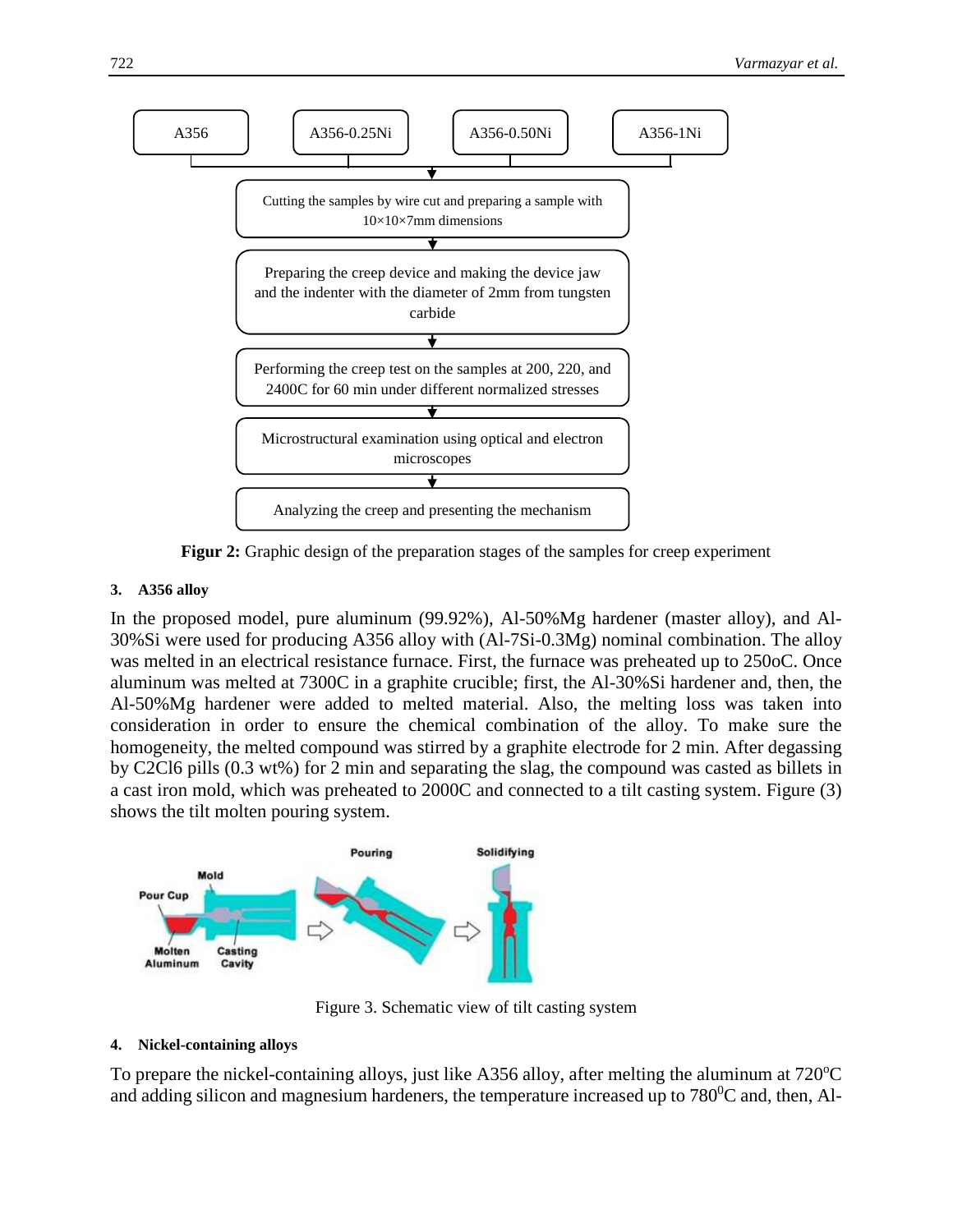A356 | A356-0.25Ni | A356-0.50Ni | A356-1Ni

Cutting the samples by wire cut and preparing a sample with 10×10×7mm dimensions

Preparing the creep device and making the device jaw and the indenter with the diameter of 2mm from tungsten carbide

Performing the creep test on the samples at 200, 220, and 2400C for 60 min under different normalized stresses

Microstructural examination using optical and electron microscopes

Analyzing the creep and presenting the mechanism

**Figur 2:** Graphic design of the preparation stages of the samples for creep experiment

### 3. A356 alloy

In the proposed model, pure aluminum (99.92%), Al-50%Mg hardener (master alloy), and Al-30%Si were used for producing A356 alloy with (Al-7Si-0.3Mg) nominal combination. The alloy was melted in an electrical resistance furnace. First, the furnace was preheated up to 250oC. Once aluminum was melted at 7300C in a graphite crucible; first, the Al-30%Si hardener and, then, the Al-50%Mg hardener were added to melted material. Also, the melting loss was taken into consideration in order to ensure the chemical combination of the alloy. To make sure the homogeneity, the melted compound was stirred by a graphite electrode for 2 min. After degassing by $C_2Cl_6$ pills (0.3 wt%) for 2 min and separating the slag, the compound was casted as billets in a cast iron mold, which was preheated to 2000C and connected to a tilt casting system. Figure (3) shows the tilt molten pouring system.

Pour Cup | Mold | Molten Aluminum | Casting Cavity | Pouring | Solidifying

Figure 3. Schematic view of tilt casting system

### 4. Nickel-containing alloys

To prepare the nickel-containing alloys, just like A356 alloy, after melting the aluminum at 720$^{o}$C and adding silicon and magnesium hardeners, the temperature increased up to 780$^{0}$C and, then, Al-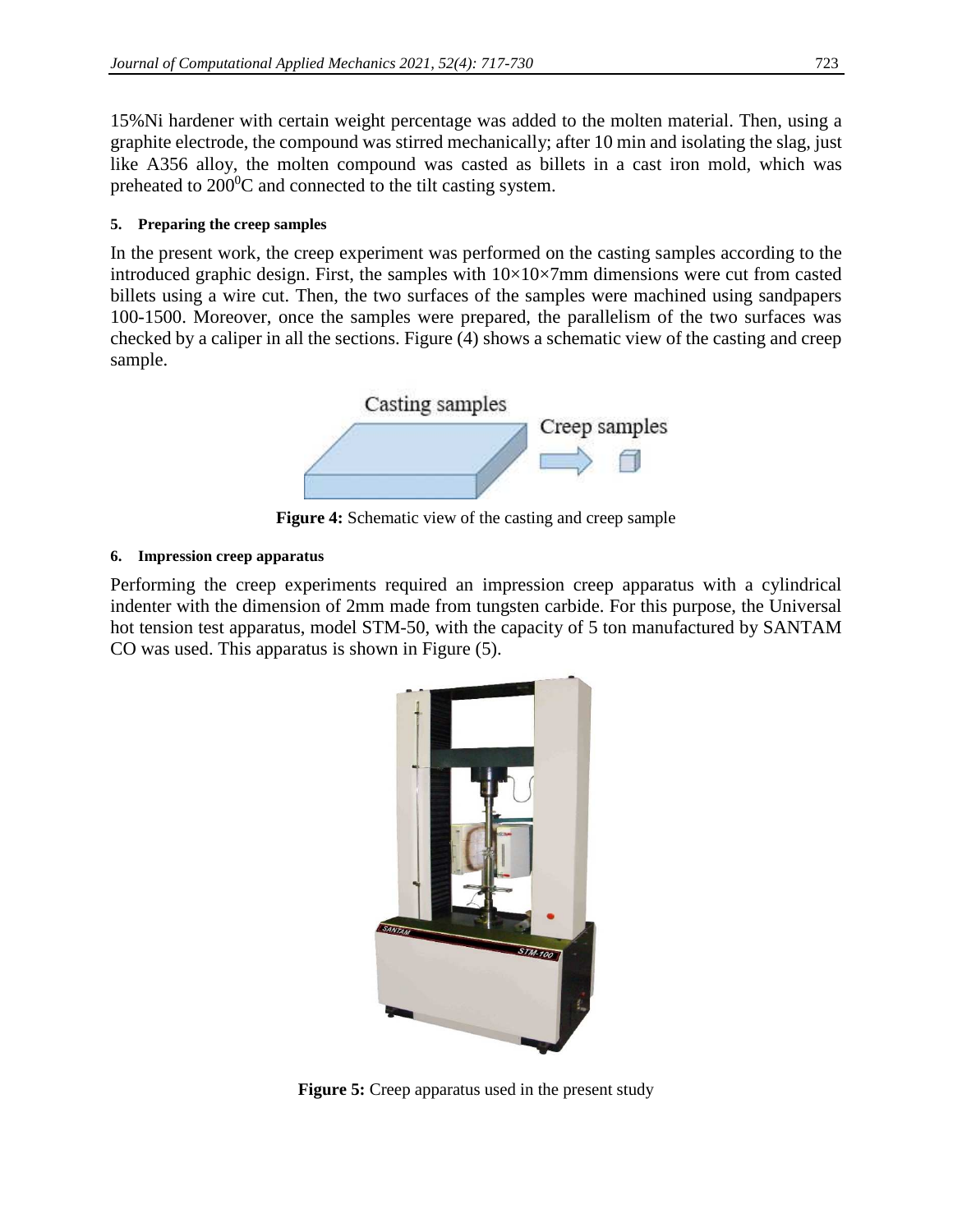15%Ni hardener with certain weight percentage was added to the molten material. Then, using a graphite electrode, the compound was stirred mechanically; after 10 min and isolating the slag, just like A356 alloy, the molten compound was casted as billets in a cast iron mold, which was preheated to $200^0$C and connected to the tilt casting system.

#### 5. Preparing the creep samples

In the present work, the creep experiment was performed on the casting samples according to the introduced graphic design. First, the samples with 10×10×7mm dimensions were cut from casted billets using a wire cut. Then, the two surfaces of the samples were machined using sandpapers 100-1500. Moreover, once the samples were prepared, the parallelism of the two surfaces was checked by a caliper in all the sections. Figure (4) shows a schematic view of the casting and creep sample.

**Figure 4:** Schematic view of the casting and creep sample

#### 6. Impression creep apparatus

Performing the creep experiments required an impression creep apparatus with a cylindrical indenter with the dimension of 2mm made from tungsten carbide. For this purpose, the Universal hot tension test apparatus, model STM-50, with the capacity of 5 ton manufactured by SANTAM CO was used. This apparatus is shown in Figure (5).

**Figure 5:** Creep apparatus used in the present study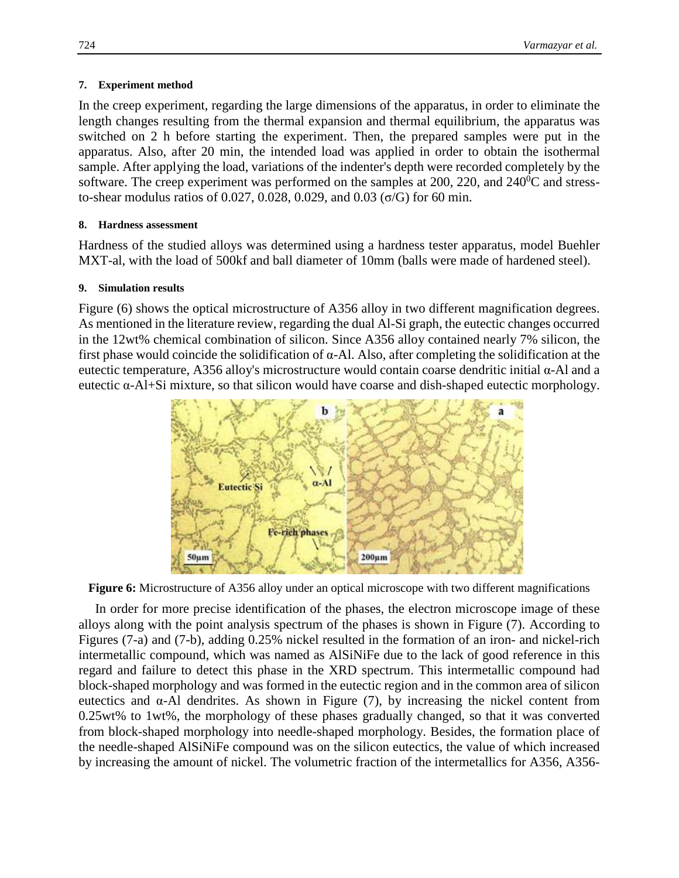#### 7. Experiment method

In the creep experiment, regarding the large dimensions of the apparatus, in order to eliminate the length changes resulting from the thermal expansion and thermal equilibrium, the apparatus was switched on 2 h before starting the experiment. Then, the prepared samples were put in the apparatus. Also, after 20 min, the intended load was applied in order to obtain the isothermal sample. After applying the load, variations of the indenter's depth were recorded completely by the software. The creep experiment was performed on the samples at 200, 220, and 240$^0$C and stress-to-shear modulus ratios of 0.027, 0.028, 0.029, and 0.03 ($\sigma$/G) for 60 min.

#### 8. Hardness assessment

Hardness of the studied alloys was determined using a hardness tester apparatus, model Buehler MXT-al, with the load of 500kf and ball diameter of 10mm (balls were made of hardened steel).

#### 9. Simulation results

Figure (6) shows the optical microstructure of A356 alloy in two different magnification degrees. As mentioned in the literature review, regarding the dual Al-Si graph, the eutectic changes occurred in the 12wt% chemical combination of silicon. Since A356 alloy contained nearly 7% silicon, the first phase would coincide the solidification of α-Al. Also, after completing the solidification at the eutectic temperature, A356 alloy's microstructure would contain coarse dendritic initial α-Al and a eutectic α-Al+Si mixture, so that silicon would have coarse and dish-shaped eutectic morphology.

**Figure 6:** Microstructure of A356 alloy under an optical microscope with two different magnifications

In order for more precise identification of the phases, the electron microscope image of these alloys along with the point analysis spectrum of the phases is shown in Figure (7). According to Figures (7-a) and (7-b), adding 0.25% nickel resulted in the formation of an iron- and nickel-rich intermetallic compound, which was named as AlSiNiFe due to the lack of good reference in this regard and failure to detect this phase in the XRD spectrum. This intermetallic compound had block-shaped morphology and was formed in the eutectic region and in the common area of silicon eutectics and α-Al dendrites. As shown in Figure (7), by increasing the nickel content from 0.25wt% to 1wt%, the morphology of these phases gradually changed, so that it was converted from block-shaped morphology into needle-shaped morphology. Besides, the formation place of the needle-shaped AlSiNiFe compound was on the silicon eutectics, the value of which increased by increasing the amount of nickel. The volumetric fraction of the intermetallics for A356, A356-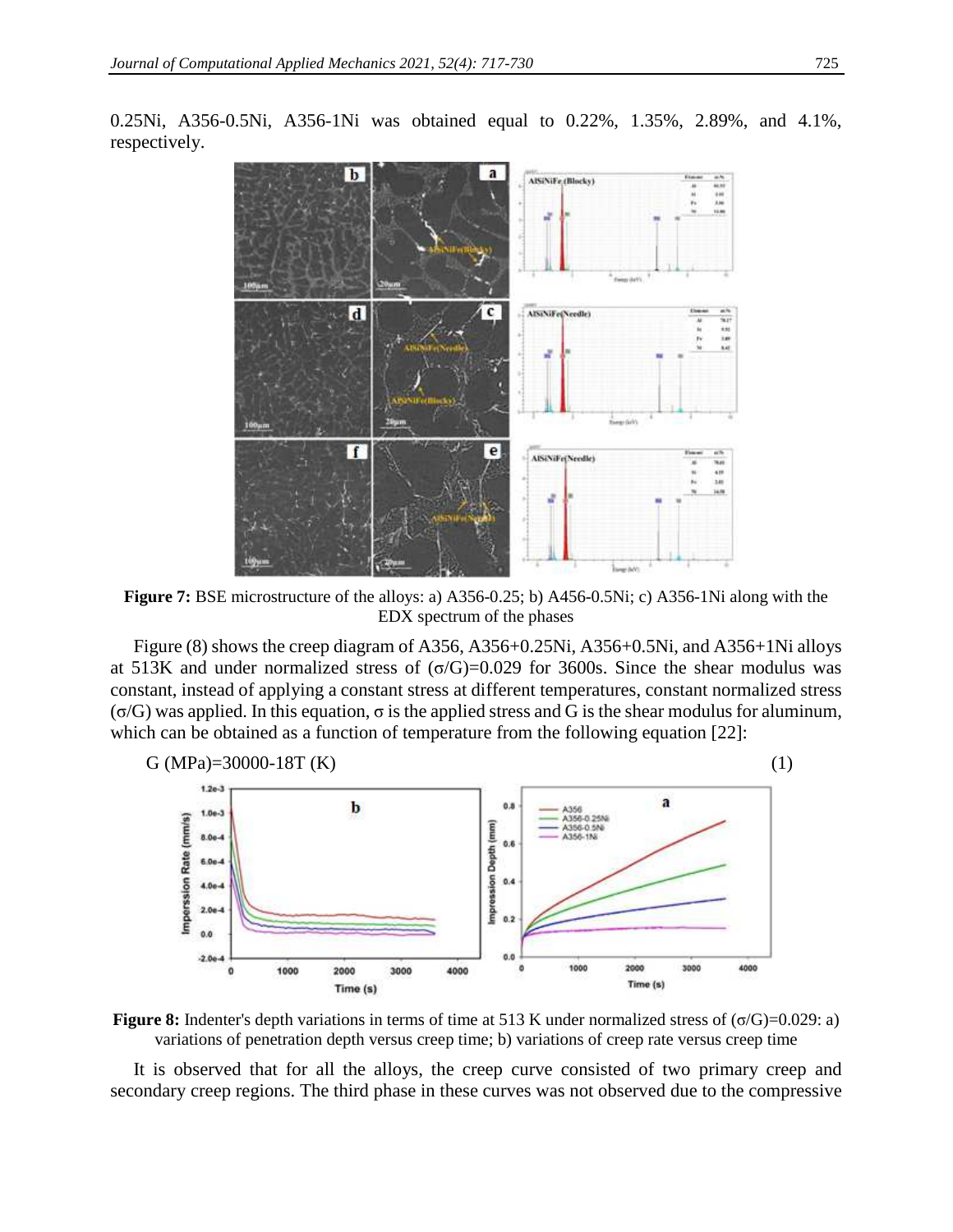0.25Ni, A356-0.5Ni, A356-1Ni was obtained equal to 0.22%, 1.35%, 2.89%, and 4.1%, respectively.

**Figure 7:** BSE microstructure of the alloys: a) A356-0.25; b) A456-0.5Ni; c) A356-1Ni along with the EDX spectrum of the phases

Figure (8) shows the creep diagram of A356, A356+0.25Ni, A356+0.5Ni, and A356+1Ni alloys at 513K and under normalized stress of $(\sigma/G)=0.029$ for 3600s. Since the shear modulus was constant, instead of applying a constant stress at different temperatures, constant normalized stress $(\sigma/G)$ was applied. In this equation, $\sigma$ is the applied stress and G is the shear modulus for aluminum, which can be obtained as a function of temperature from the following equation [22]:

$$G\ (\text{MPa})=30000-18T\ (\text{K}) \tag{1}$$

**Figure 8:** Indenter's depth variations in terms of time at 513 K under normalized stress of $(\sigma/G)=0.029$: a) variations of penetration depth versus creep time; b) variations of creep rate versus creep time

It is observed that for all the alloys, the creep curve consisted of two primary creep and secondary creep regions. The third phase in these curves was not observed due to the compressive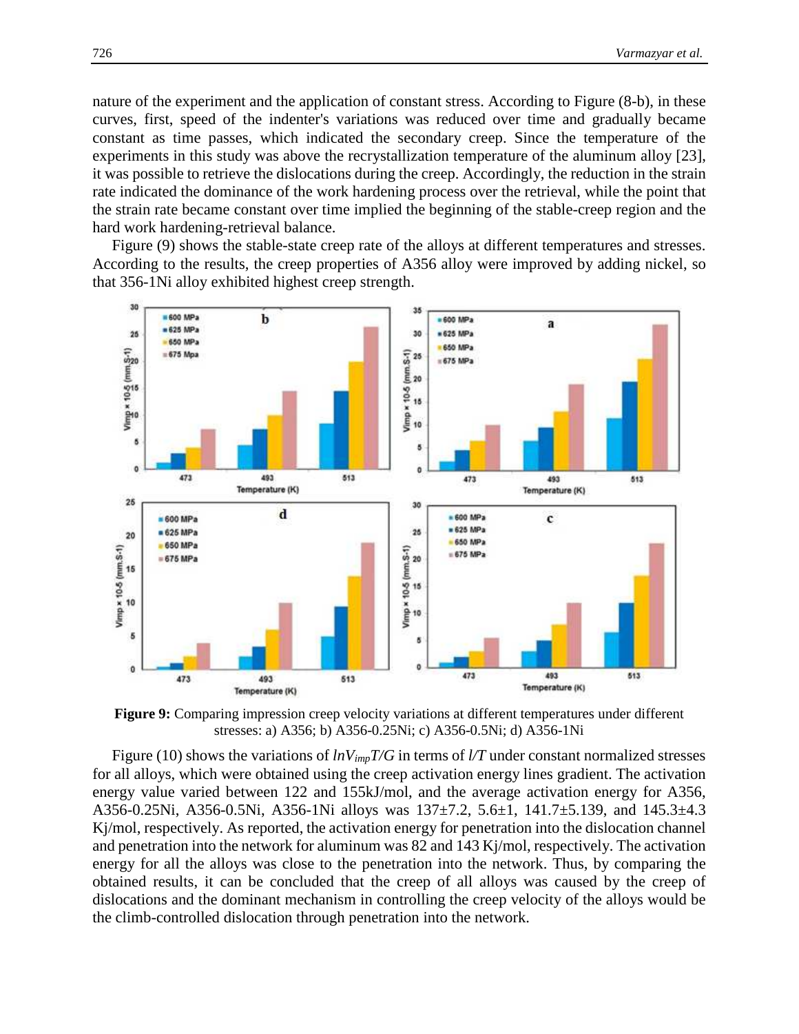nature of the experiment and the application of constant stress. According to Figure (8-b), in these curves, first, speed of the indenter's variations was reduced over time and gradually became constant as time passes, which indicated the secondary creep. Since the temperature of the experiments in this study was above the recrystallization temperature of the aluminum alloy [23], it was possible to retrieve the dislocations during the creep. Accordingly, the reduction in the strain rate indicated the dominance of the work hardening process over the retrieval, while the point that the strain rate became constant over time implied the beginning of the stable-creep region and the hard work hardening-retrieval balance.

Figure (9) shows the stable-state creep rate of the alloys at different temperatures and stresses. According to the results, the creep properties of A356 alloy were improved by adding nickel, so that 356-1Ni alloy exhibited highest creep strength.

**Figure 9:** Comparing impression creep velocity variations at different temperatures under different stresses: a) A356; b) A356-0.25Ni; c) A356-0.5Ni; d) A356-1Ni

Figure (10) shows the variations of $lnV_{imp}T/G$ in terms of $l/T$ under constant normalized stresses for all alloys, which were obtained using the creep activation energy lines gradient. The activation energy value varied between 122 and 155kJ/mol, and the average activation energy for A356, A356-0.25Ni, A356-0.5Ni, A356-1Ni alloys was 137±7.2, 5.6±1, 141.7±5.139, and 145.3±4.3 Kj/mol, respectively. As reported, the activation energy for penetration into the dislocation channel and penetration into the network for aluminum was 82 and 143 Kj/mol, respectively. The activation energy for all the alloys was close to the penetration into the network. Thus, by comparing the obtained results, it can be concluded that the creep of all alloys was caused by the creep of dislocations and the dominant mechanism in controlling the creep velocity of the alloys would be the climb-controlled dislocation through penetration into the network.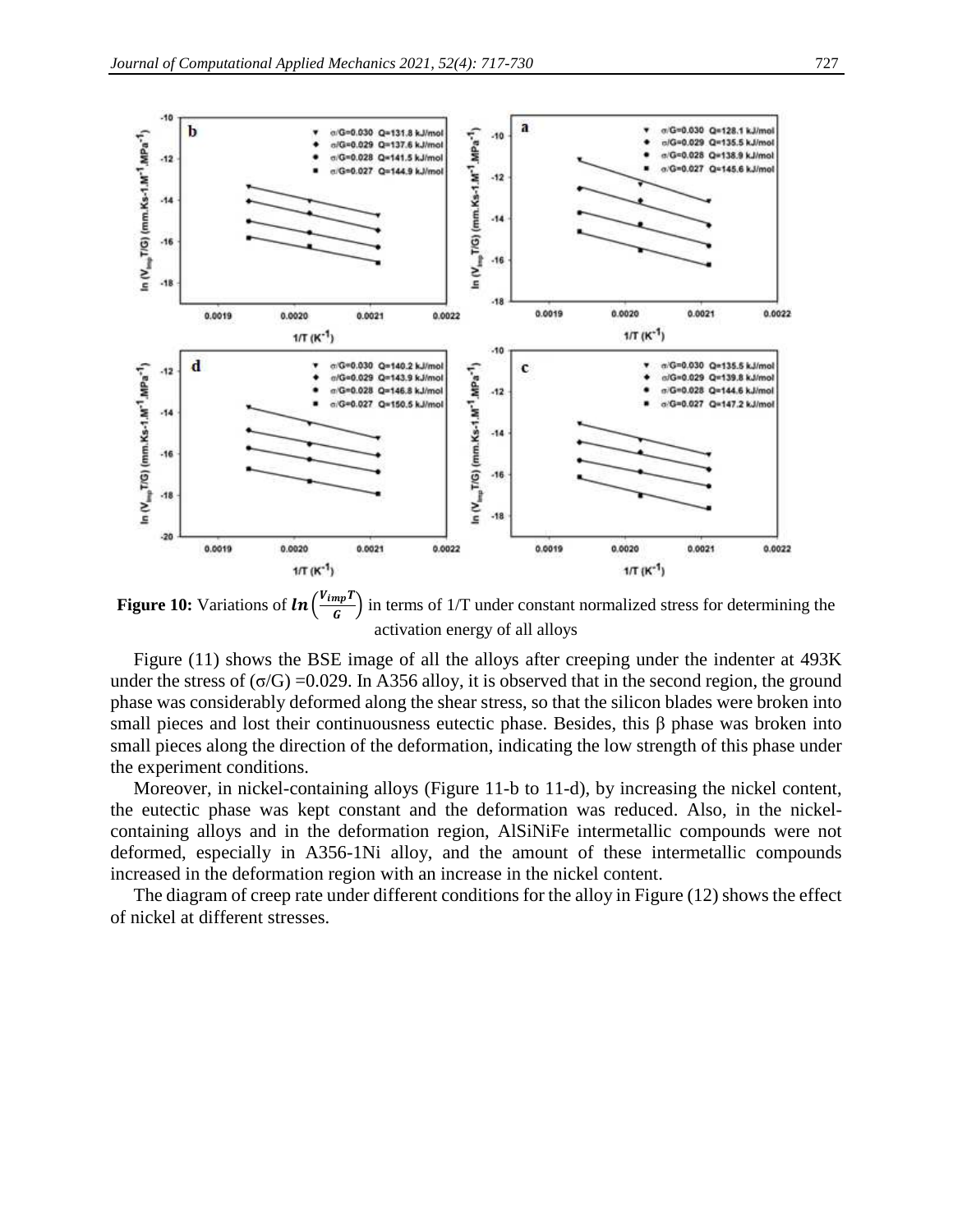**Figure 10:** Variations of $\boldsymbol{ln}\left(\frac{V_{imp}T}{G}\right)$ in terms of 1/T under constant normalized stress for determining the activation energy of all alloys

Figure (11) shows the BSE image of all the alloys after creeping under the indenter at 493K under the stress of ($\sigma$/G) =0.029. In A356 alloy, it is observed that in the second region, the ground phase was considerably deformed along the shear stress, so that the silicon blades were broken into small pieces and lost their continuousness eutectic phase. Besides, this β phase was broken into small pieces along the direction of the deformation, indicating the low strength of this phase under the experiment conditions.

Moreover, in nickel-containing alloys (Figure 11-b to 11-d), by increasing the nickel content, the eutectic phase was kept constant and the deformation was reduced. Also, in the nickel-containing alloys and in the deformation region, AlSiNiFe intermetallic compounds were not deformed, especially in A356-1Ni alloy, and the amount of these intermetallic compounds increased in the deformation region with an increase in the nickel content.

The diagram of creep rate under different conditions for the alloy in Figure (12) shows the effect of nickel at different stresses.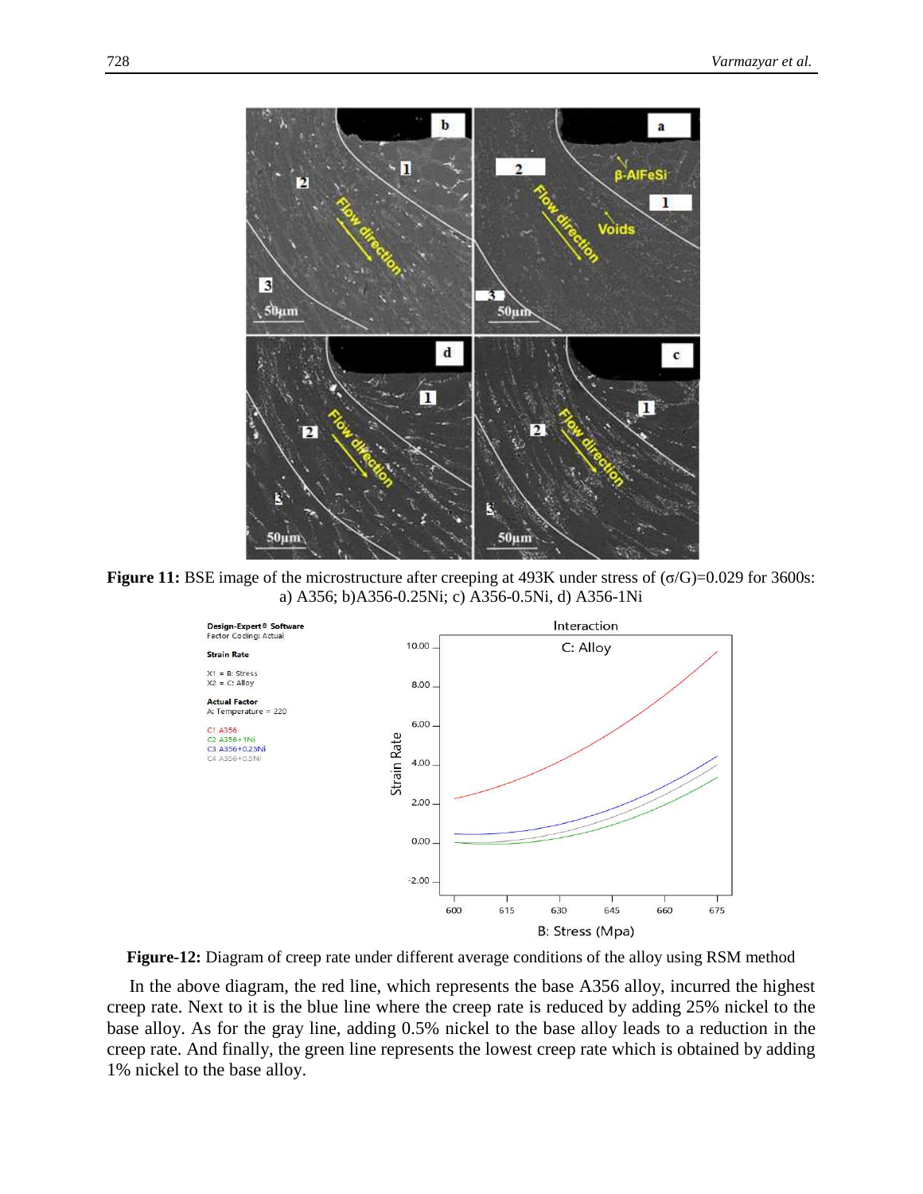**Figure 11:** BSE image of the microstructure after creeping at 493K under stress of ($\sigma$/G)=0.029 for 3600s: a) A356; b)A356-0.25Ni; c) A356-0.5Ni, d) A356-1Ni

**Figure-12:** Diagram of creep rate under different average conditions of the alloy using RSM method

In the above diagram, the red line, which represents the base A356 alloy, incurred the highest creep rate. Next to it is the blue line where the creep rate is reduced by adding 25% nickel to the base alloy. As for the gray line, adding 0.5% nickel to the base alloy leads to a reduction in the creep rate. And finally, the green line represents the lowest creep rate which is obtained by adding 1% nickel to the base alloy.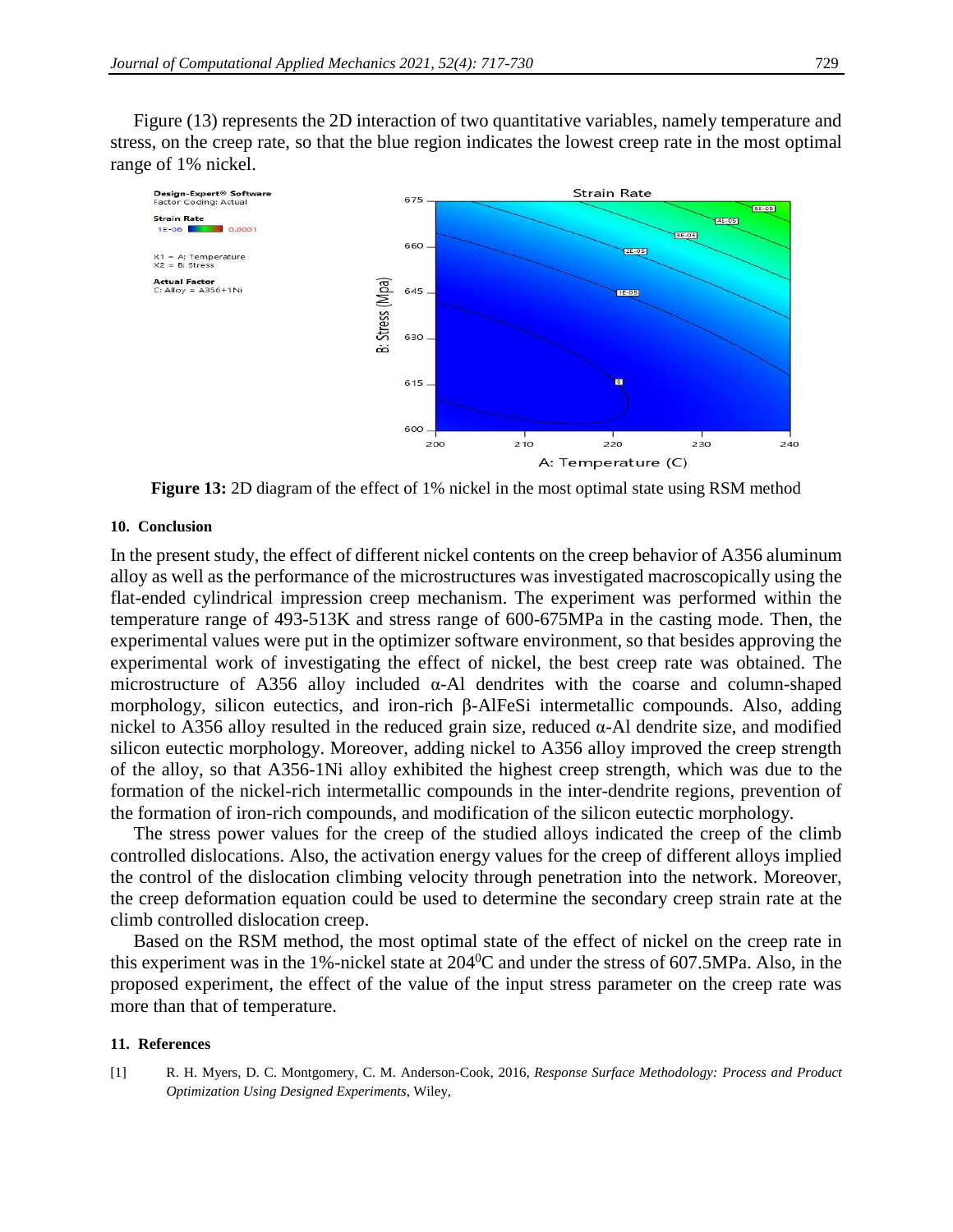Figure (13) represents the 2D interaction of two quantitative variables, namely temperature and stress, on the creep rate, so that the blue region indicates the lowest creep rate in the most optimal range of 1% nickel.

**Figure 13:** 2D diagram of the effect of 1% nickel in the most optimal state using RSM method

### 10. Conclusion

In the present study, the effect of different nickel contents on the creep behavior of A356 aluminum alloy as well as the performance of the microstructures was investigated macroscopically using the flat-ended cylindrical impression creep mechanism. The experiment was performed within the temperature range of 493-513K and stress range of 600-675MPa in the casting mode. Then, the experimental values were put in the optimizer software environment, so that besides approving the experimental work of investigating the effect of nickel, the best creep rate was obtained. The microstructure of A356 alloy included α-Al dendrites with the coarse and column-shaped morphology, silicon eutectics, and iron-rich β-AlFeSi intermetallic compounds. Also, adding nickel to A356 alloy resulted in the reduced grain size, reduced α-Al dendrite size, and modified silicon eutectic morphology. Moreover, adding nickel to A356 alloy improved the creep strength of the alloy, so that A356-1Ni alloy exhibited the highest creep strength, which was due to the formation of the nickel-rich intermetallic compounds in the inter-dendrite regions, prevention of the formation of iron-rich compounds, and modification of the silicon eutectic morphology.

The stress power values for the creep of the studied alloys indicated the creep of the climb controlled dislocations. Also, the activation energy values for the creep of different alloys implied the control of the dislocation climbing velocity through penetration into the network. Moreover, the creep deformation equation could be used to determine the secondary creep strain rate at the climb controlled dislocation creep.

Based on the RSM method, the most optimal state of the effect of nickel on the creep rate in this experiment was in the 1%-nickel state at $204^0$C and under the stress of 607.5MPa. Also, in the proposed experiment, the effect of the value of the input stress parameter on the creep rate was more than that of temperature.

### 11. References

[1] R. H. Myers, D. C. Montgomery, C. M. Anderson-Cook, 2016, *Response Surface Methodology: Process and Product Optimization Using Designed Experiments*, Wiley,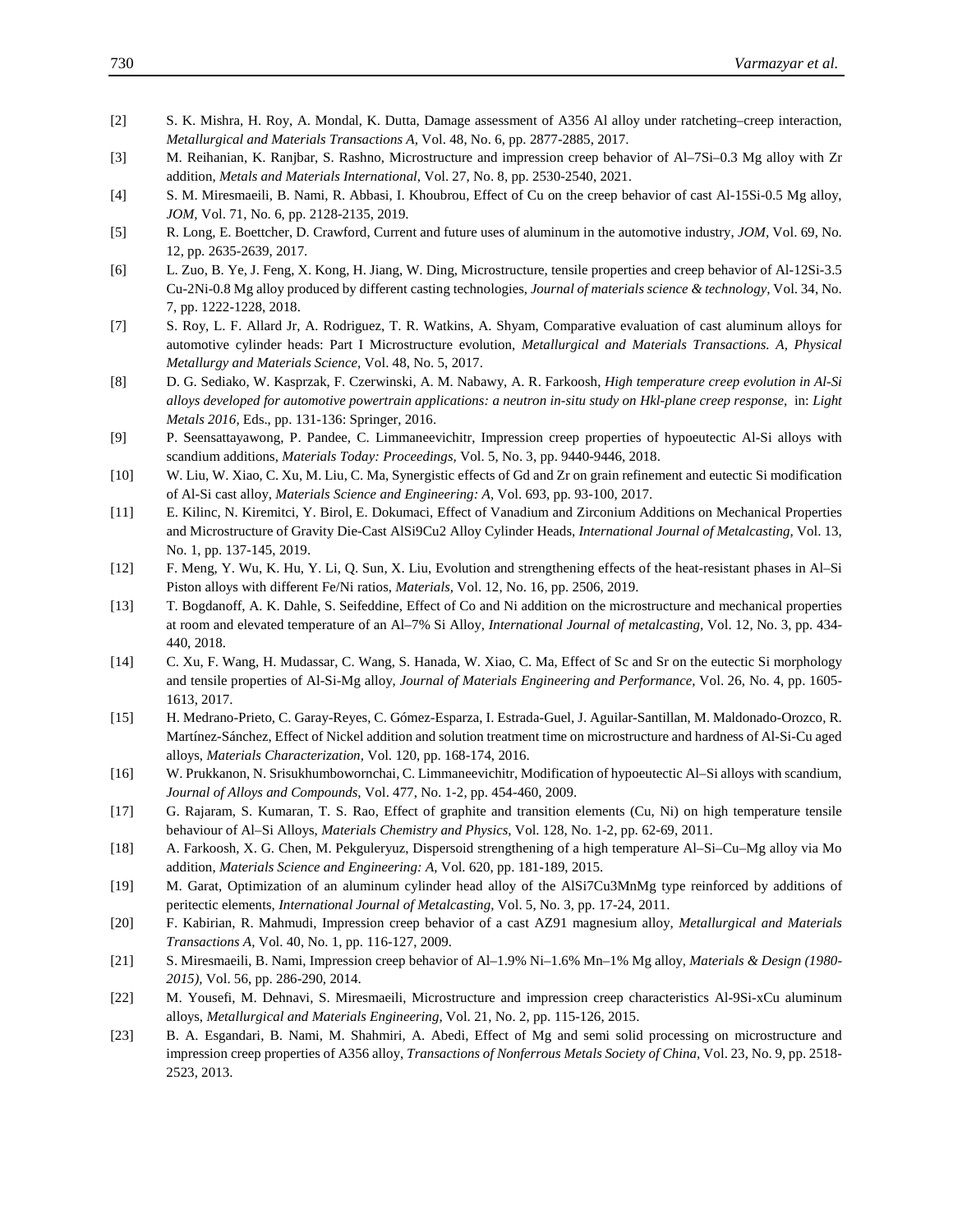[2] S. K. Mishra, H. Roy, A. Mondal, K. Dutta, Damage assessment of A356 Al alloy under ratcheting–creep interaction, *Metallurgical and Materials Transactions A*, Vol. 48, No. 6, pp. 2877-2885, 2017.

[3] M. Reihanian, K. Ranjbar, S. Rashno, Microstructure and impression creep behavior of Al–7Si–0.3 Mg alloy with Zr addition, *Metals and Materials International*, Vol. 27, No. 8, pp. 2530-2540, 2021.

[4] S. M. Miresmaeili, B. Nami, R. Abbasi, I. Khoubrou, Effect of Cu on the creep behavior of cast Al-15Si-0.5 Mg alloy, *JOM*, Vol. 71, No. 6, pp. 2128-2135, 2019.

[5] R. Long, E. Boettcher, D. Crawford, Current and future uses of aluminum in the automotive industry, *JOM*, Vol. 69, No. 12, pp. 2635-2639, 2017.

[6] L. Zuo, B. Ye, J. Feng, X. Kong, H. Jiang, W. Ding, Microstructure, tensile properties and creep behavior of Al-12Si-3.5 Cu-2Ni-0.8 Mg alloy produced by different casting technologies, *Journal of materials science & technology*, Vol. 34, No. 7, pp. 1222-1228, 2018.

[7] S. Roy, L. F. Allard Jr, A. Rodriguez, T. R. Watkins, A. Shyam, Comparative evaluation of cast aluminum alloys for automotive cylinder heads: Part I Microstructure evolution, *Metallurgical and Materials Transactions. A, Physical Metallurgy and Materials Science*, Vol. 48, No. 5, 2017.

[8] D. G. Sediako, W. Kasprzak, F. Czerwinski, A. M. Nabawy, A. R. Farkoosh, *High temperature creep evolution in Al-Si alloys developed for automotive powertrain applications: a neutron in-situ study on Hkl-plane creep response*, in: *Light Metals 2016*, Eds., pp. 131-136: Springer, 2016.

[9] P. Seensattayawong, P. Pandee, C. Limmaneevichitr, Impression creep properties of hypoeutectic Al-Si alloys with scandium additions, *Materials Today: Proceedings*, Vol. 5, No. 3, pp. 9440-9446, 2018.

[10] W. Liu, W. Xiao, C. Xu, M. Liu, C. Ma, Synergistic effects of Gd and Zr on grain refinement and eutectic Si modification of Al-Si cast alloy, *Materials Science and Engineering: A*, Vol. 693, pp. 93-100, 2017.

[11] E. Kilinc, N. Kiremitci, Y. Birol, E. Dokumaci, Effect of Vanadium and Zirconium Additions on Mechanical Properties and Microstructure of Gravity Die-Cast AlSi9Cu2 Alloy Cylinder Heads, *International Journal of Metalcasting*, Vol. 13, No. 1, pp. 137-145, 2019.

[12] F. Meng, Y. Wu, K. Hu, Y. Li, Q. Sun, X. Liu, Evolution and strengthening effects of the heat-resistant phases in Al–Si Piston alloys with different Fe/Ni ratios, *Materials*, Vol. 12, No. 16, pp. 2506, 2019.

[13] T. Bogdanoff, A. K. Dahle, S. Seifeddine, Effect of Co and Ni addition on the microstructure and mechanical properties at room and elevated temperature of an Al–7% Si Alloy, *International Journal of metalcasting*, Vol. 12, No. 3, pp. 434-440, 2018.

[14] C. Xu, F. Wang, H. Mudassar, C. Wang, S. Hanada, W. Xiao, C. Ma, Effect of Sc and Sr on the eutectic Si morphology and tensile properties of Al-Si-Mg alloy, *Journal of Materials Engineering and Performance*, Vol. 26, No. 4, pp. 1605-1613, 2017.

[15] H. Medrano-Prieto, C. Garay-Reyes, C. Gómez-Esparza, I. Estrada-Guel, J. Aguilar-Santillan, M. Maldonado-Orozco, R. Martínez-Sánchez, Effect of Nickel addition and solution treatment time on microstructure and hardness of Al-Si-Cu aged alloys, *Materials Characterization*, Vol. 120, pp. 168-174, 2016.

[16] W. Prukkanon, N. Srisukhumbowornchai, C. Limmaneevichitr, Modification of hypoeutectic Al–Si alloys with scandium, *Journal of Alloys and Compounds*, Vol. 477, No. 1-2, pp. 454-460, 2009.

[17] G. Rajaram, S. Kumaran, T. S. Rao, Effect of graphite and transition elements (Cu, Ni) on high temperature tensile behaviour of Al–Si Alloys, *Materials Chemistry and Physics*, Vol. 128, No. 1-2, pp. 62-69, 2011.

[18] A. Farkoosh, X. G. Chen, M. Pekguleryuz, Dispersoid strengthening of a high temperature Al–Si–Cu–Mg alloy via Mo addition, *Materials Science and Engineering: A*, Vol. 620, pp. 181-189, 2015.

[19] M. Garat, Optimization of an aluminum cylinder head alloy of the AlSi7Cu3MnMg type reinforced by additions of peritectic elements, *International Journal of Metalcasting*, Vol. 5, No. 3, pp. 17-24, 2011.

[20] F. Kabirian, R. Mahmudi, Impression creep behavior of a cast AZ91 magnesium alloy, *Metallurgical and Materials Transactions A*, Vol. 40, No. 1, pp. 116-127, 2009.

[21] S. Miresmaeili, B. Nami, Impression creep behavior of Al–1.9% Ni–1.6% Mn–1% Mg alloy, *Materials & Design (1980-2015)*, Vol. 56, pp. 286-290, 2014.

[22] M. Yousefi, M. Dehnavi, S. Miresmaeili, Microstructure and impression creep characteristics Al-9Si-xCu aluminum alloys, *Metallurgical and Materials Engineering*, Vol. 21, No. 2, pp. 115-126, 2015.

[23] B. A. Esgandari, B. Nami, M. Shahmiri, A. Abedi, Effect of Mg and semi solid processing on microstructure and impression creep properties of A356 alloy, *Transactions of Nonferrous Metals Society of China*, Vol. 23, No. 9, pp. 2518-2523, 2013.